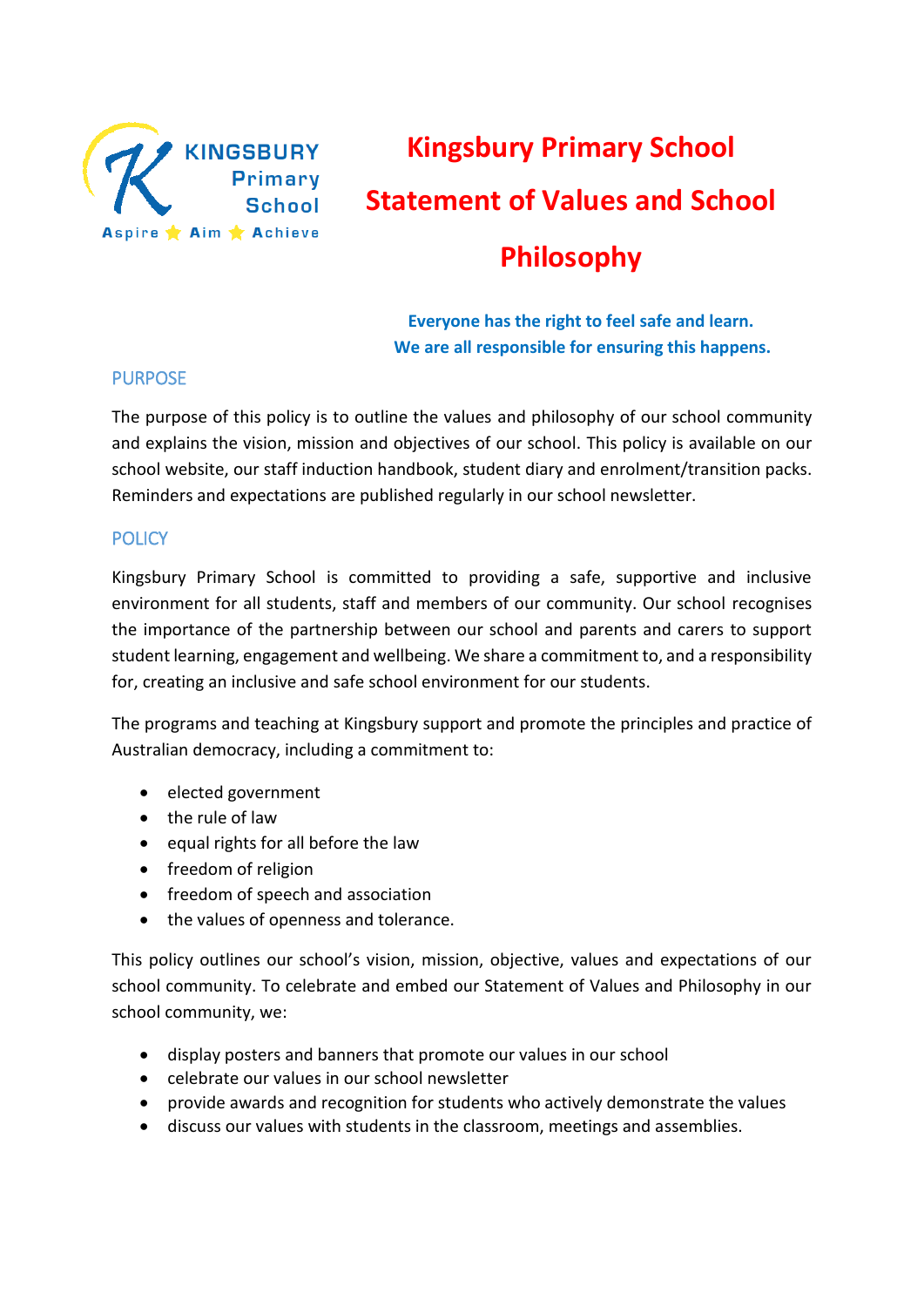KINGSBURY Primary School

Aspire ⭐ Aim ⭐ Achieve

# Kingsbury Primary School Statement of Values and School Philosophy

**Everyone has the right to feel safe and learn.**
**We are all responsible for ensuring this happens.**

## PURPOSE

The purpose of this policy is to outline the values and philosophy of our school community and explains the vision, mission and objectives of our school. This policy is available on our school website, our staff induction handbook, student diary and enrolment/transition packs. Reminders and expectations are published regularly in our school newsletter.

## POLICY

Kingsbury Primary School is committed to providing a safe, supportive and inclusive environment for all students, staff and members of our community. Our school recognises the importance of the partnership between our school and parents and carers to support student learning, engagement and wellbeing. We share a commitment to, and a responsibility for, creating an inclusive and safe school environment for our students.

The programs and teaching at Kingsbury support and promote the principles and practice of Australian democracy, including a commitment to:

- elected government
- the rule of law
- equal rights for all before the law
- freedom of religion
- freedom of speech and association
- the values of openness and tolerance.

This policy outlines our school's vision, mission, objective, values and expectations of our school community. To celebrate and embed our Statement of Values and Philosophy in our school community, we:

- display posters and banners that promote our values in our school
- celebrate our values in our school newsletter
- provide awards and recognition for students who actively demonstrate the values
- discuss our values with students in the classroom, meetings and assemblies.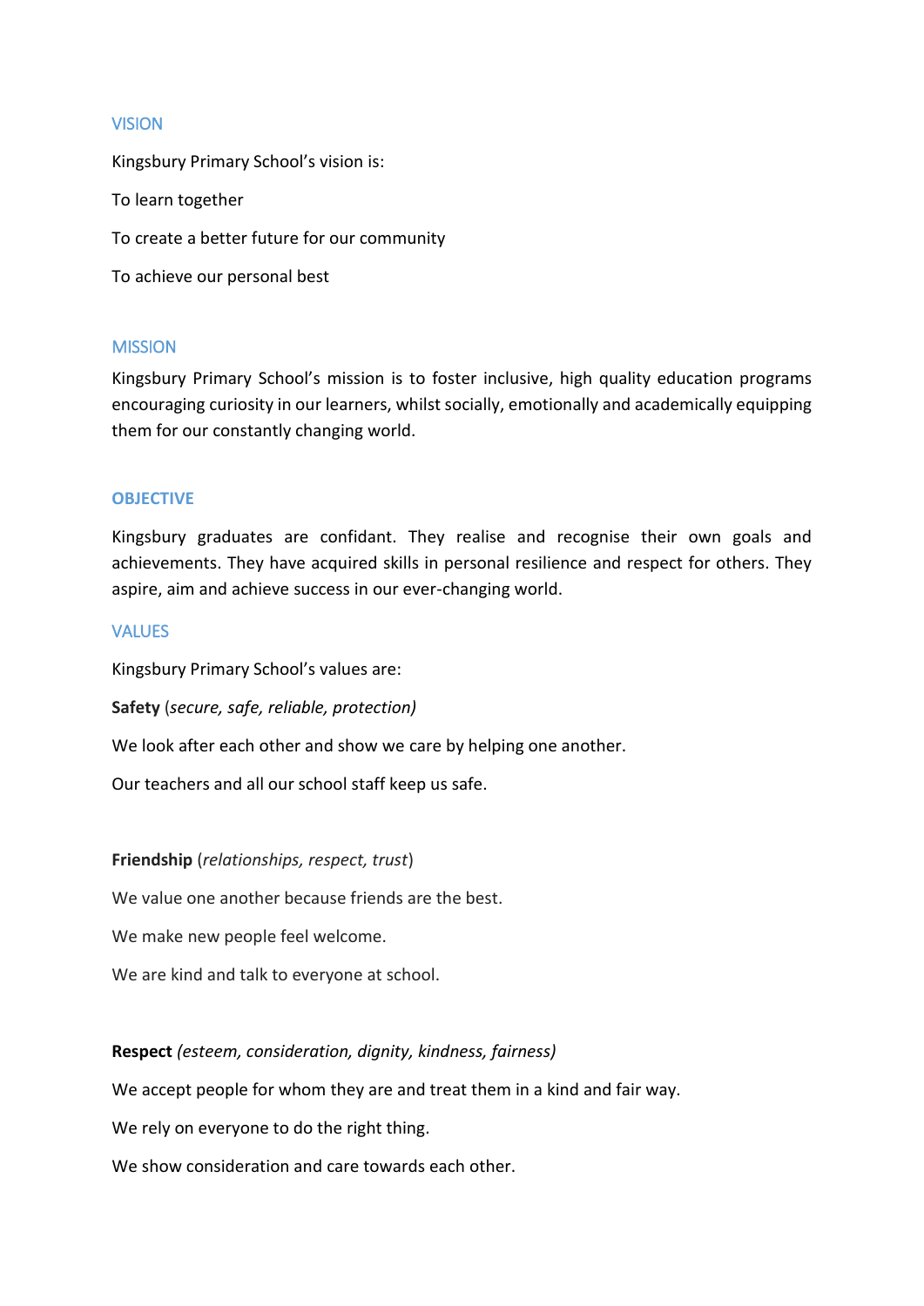## VISION

Kingsbury Primary School's vision is:

To learn together

To create a better future for our community

To achieve our personal best

## MISSION

Kingsbury Primary School's mission is to foster inclusive, high quality education programs encouraging curiosity in our learners, whilst socially, emotionally and academically equipping them for our constantly changing world.

## OBJECTIVE

Kingsbury graduates are confidant. They realise and recognise their own goals and achievements. They have acquired skills in personal resilience and respect for others. They aspire, aim and achieve success in our ever-changing world.

## VALUES

Kingsbury Primary School's values are:

**Safety** (*secure, safe, reliable, protection)*

We look after each other and show we care by helping one another.

Our teachers and all our school staff keep us safe.

**Friendship** (*relationships, respect, trust*)

We value one another because friends are the best.

We make new people feel welcome.

We are kind and talk to everyone at school.

**Respect** *(esteem, consideration, dignity, kindness, fairness)*

We accept people for whom they are and treat them in a kind and fair way.

We rely on everyone to do the right thing.

We show consideration and care towards each other.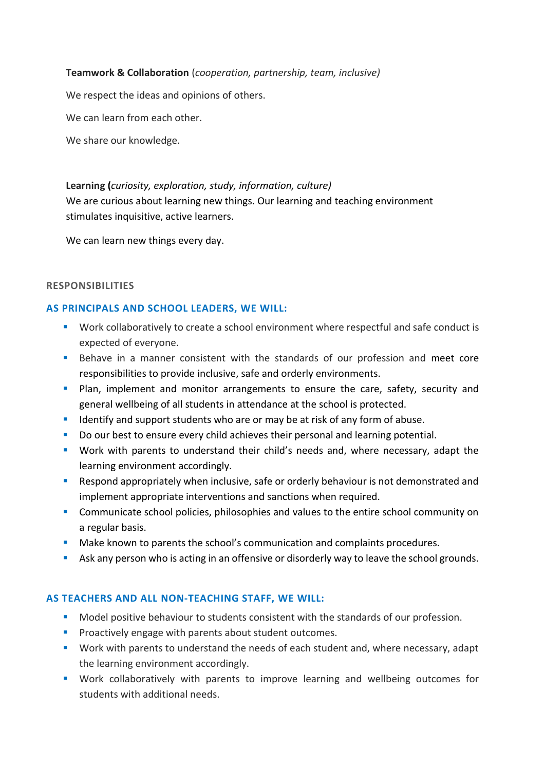**Teamwork & Collaboration** (*cooperation, partnership, team, inclusive)*

We respect the ideas and opinions of others.

We can learn from each other.

We share our knowledge.

**Learning (***curiosity, exploration, study, information, culture)*
We are curious about learning new things. Our learning and teaching environment stimulates inquisitive, active learners.

We can learn new things every day.

## RESPONSIBILITIES

### AS PRINCIPALS AND SCHOOL LEADERS, WE WILL:

- Work collaboratively to create a school environment where respectful and safe conduct is expected of everyone.
- Behave in a manner consistent with the standards of our profession and meet core responsibilities to provide inclusive, safe and orderly environments.
- Plan, implement and monitor arrangements to ensure the care, safety, security and general wellbeing of all students in attendance at the school is protected.
- Identify and support students who are or may be at risk of any form of abuse.
- Do our best to ensure every child achieves their personal and learning potential.
- Work with parents to understand their child's needs and, where necessary, adapt the learning environment accordingly.
- Respond appropriately when inclusive, safe or orderly behaviour is not demonstrated and implement appropriate interventions and sanctions when required.
- Communicate school policies, philosophies and values to the entire school community on a regular basis.
- Make known to parents the school's communication and complaints procedures.
- Ask any person who is acting in an offensive or disorderly way to leave the school grounds.

### AS TEACHERS AND ALL NON-TEACHING STAFF, WE WILL:

- Model positive behaviour to students consistent with the standards of our profession.
- Proactively engage with parents about student outcomes.
- Work with parents to understand the needs of each student and, where necessary, adapt the learning environment accordingly.
- Work collaboratively with parents to improve learning and wellbeing outcomes for students with additional needs.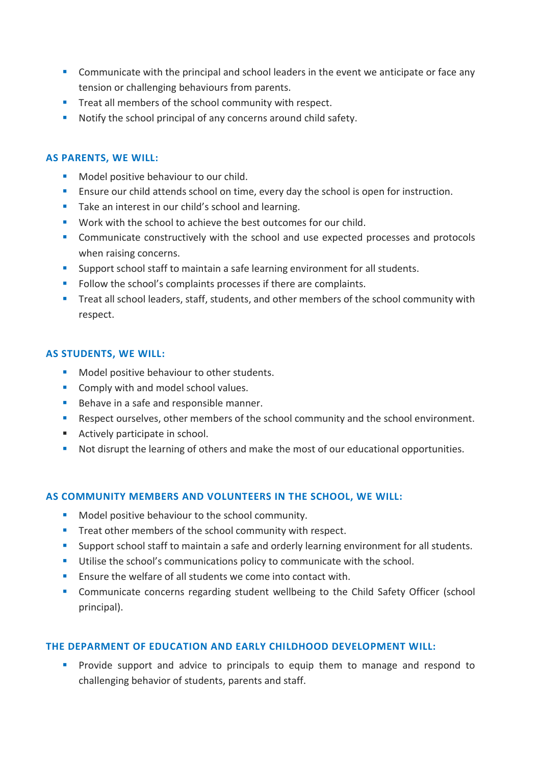- Communicate with the principal and school leaders in the event we anticipate or face any tension or challenging behaviours from parents.
- Treat all members of the school community with respect.
- Notify the school principal of any concerns around child safety.

### AS PARENTS, WE WILL:

- Model positive behaviour to our child.
- Ensure our child attends school on time, every day the school is open for instruction.
- Take an interest in our child's school and learning.
- Work with the school to achieve the best outcomes for our child.
- Communicate constructively with the school and use expected processes and protocols when raising concerns.
- Support school staff to maintain a safe learning environment for all students.
- Follow the school's complaints processes if there are complaints.
- Treat all school leaders, staff, students, and other members of the school community with respect.

### AS STUDENTS, WE WILL:

- Model positive behaviour to other students.
- Comply with and model school values.
- Behave in a safe and responsible manner.
- Respect ourselves, other members of the school community and the school environment.
- Actively participate in school.
- Not disrupt the learning of others and make the most of our educational opportunities.

### AS COMMUNITY MEMBERS AND VOLUNTEERS IN THE SCHOOL, WE WILL:

- Model positive behaviour to the school community.
- Treat other members of the school community with respect.
- Support school staff to maintain a safe and orderly learning environment for all students.
- Utilise the school's communications policy to communicate with the school.
- Ensure the welfare of all students we come into contact with.
- Communicate concerns regarding student wellbeing to the Child Safety Officer (school principal).

### THE DEPARMENT OF EDUCATION AND EARLY CHILDHOOD DEVELOPMENT WILL:

- Provide support and advice to principals to equip them to manage and respond to challenging behavior of students, parents and staff.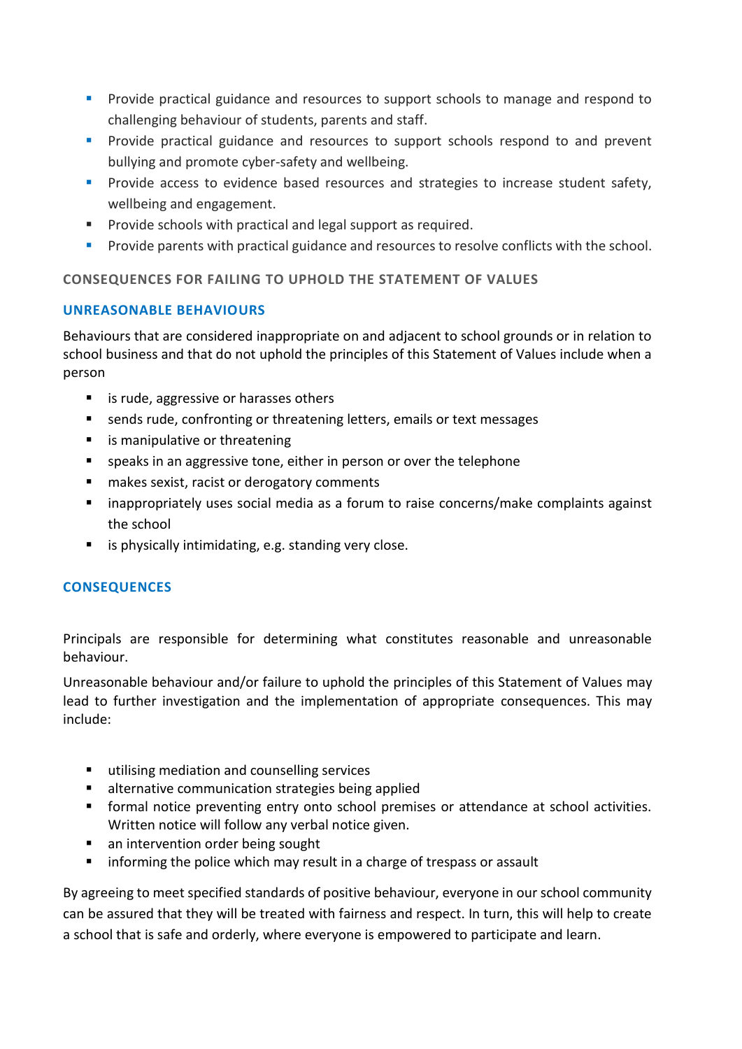- Provide practical guidance and resources to support schools to manage and respond to challenging behaviour of students, parents and staff.
- Provide practical guidance and resources to support schools respond to and prevent bullying and promote cyber-safety and wellbeing.
- Provide access to evidence based resources and strategies to increase student safety, wellbeing and engagement.
- Provide schools with practical and legal support as required.
- Provide parents with practical guidance and resources to resolve conflicts with the school.

## CONSEQUENCES FOR FAILING TO UPHOLD THE STATEMENT OF VALUES

### UNREASONABLE BEHAVIOURS

Behaviours that are considered inappropriate on and adjacent to school grounds or in relation to school business and that do not uphold the principles of this Statement of Values include when a person

- is rude, aggressive or harasses others
- sends rude, confronting or threatening letters, emails or text messages
- is manipulative or threatening
- speaks in an aggressive tone, either in person or over the telephone
- makes sexist, racist or derogatory comments
- inappropriately uses social media as a forum to raise concerns/make complaints against the school
- is physically intimidating, e.g. standing very close.

### CONSEQUENCES

Principals are responsible for determining what constitutes reasonable and unreasonable behaviour.

Unreasonable behaviour and/or failure to uphold the principles of this Statement of Values may lead to further investigation and the implementation of appropriate consequences. This may include:

- utilising mediation and counselling services
- alternative communication strategies being applied
- formal notice preventing entry onto school premises or attendance at school activities. Written notice will follow any verbal notice given.
- an intervention order being sought
- informing the police which may result in a charge of trespass or assault

By agreeing to meet specified standards of positive behaviour, everyone in our school community can be assured that they will be treated with fairness and respect. In turn, this will help to create a school that is safe and orderly, where everyone is empowered to participate and learn.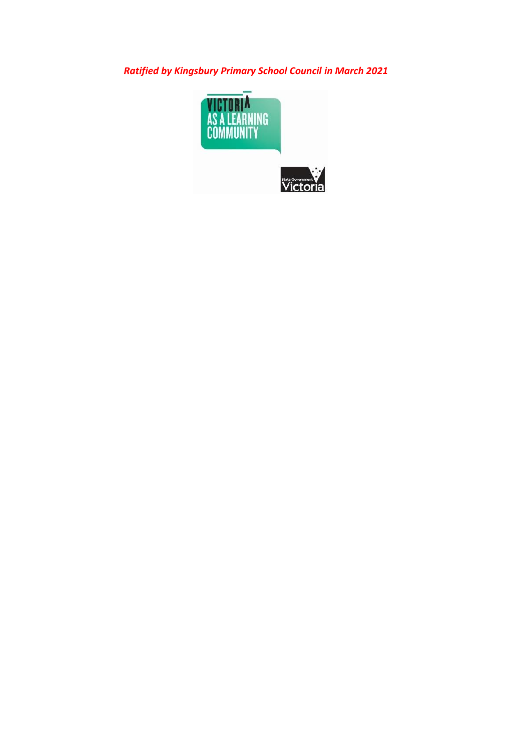***Ratified by Kingsbury Primary School Council in March 2021***